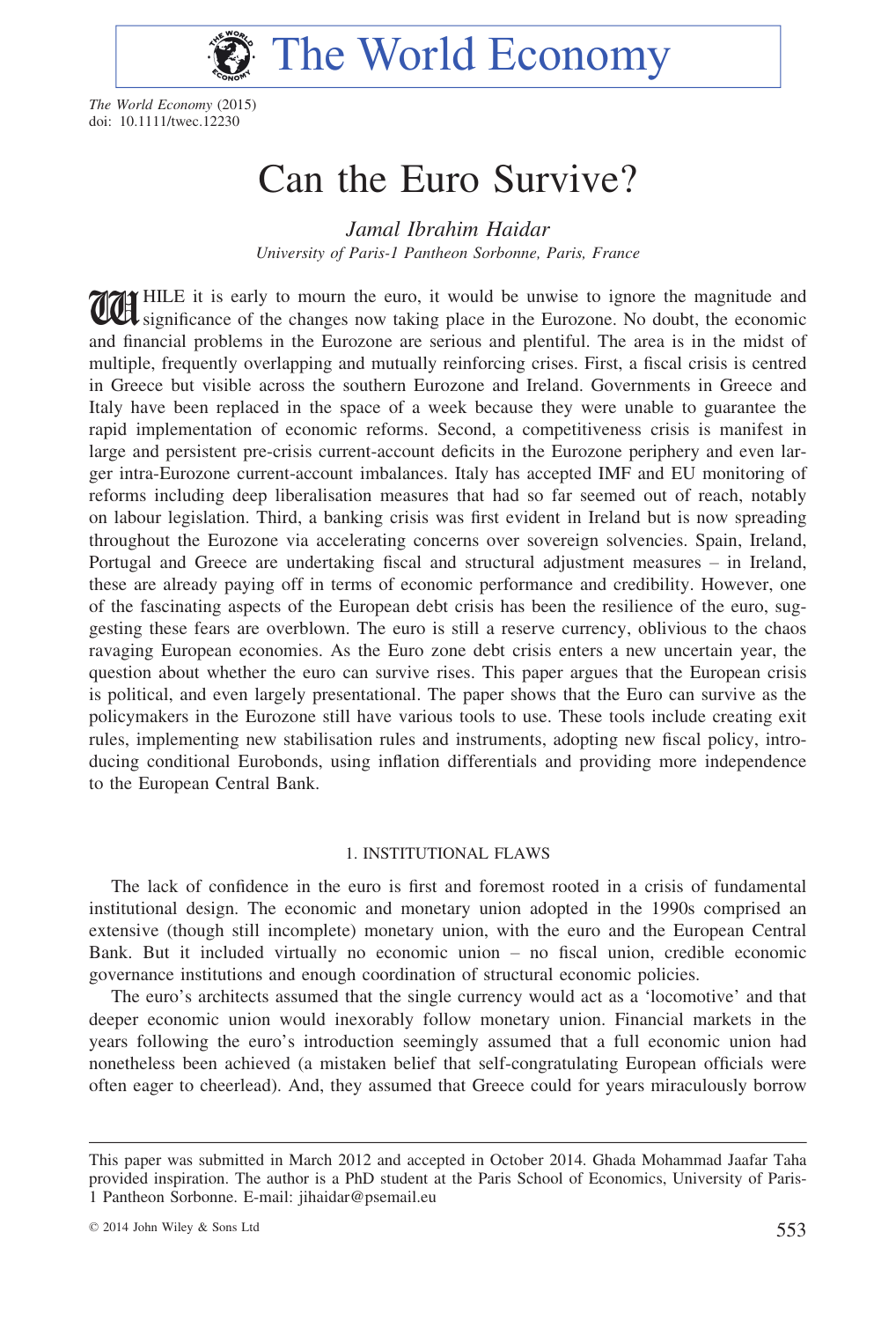# Can the Euro Survive?

*Jamal Ibrahim Haidar*
*University of Paris-1 Pantheon Sorbonne, Paris, France*

WHILE it is early to mourn the euro, it would be unwise to ignore the magnitude and significance of the changes now taking place in the Eurozone. No doubt, the economic and financial problems in the Eurozone are serious and plentiful. The area is in the midst of multiple, frequently overlapping and mutually reinforcing crises. First, a fiscal crisis is centred in Greece but visible across the southern Eurozone and Ireland. Governments in Greece and Italy have been replaced in the space of a week because they were unable to guarantee the rapid implementation of economic reforms. Second, a competitiveness crisis is manifest in large and persistent pre-crisis current-account deficits in the Eurozone periphery and even larger intra-Eurozone current-account imbalances. Italy has accepted IMF and EU monitoring of reforms including deep liberalisation measures that had so far seemed out of reach, notably on labour legislation. Third, a banking crisis was first evident in Ireland but is now spreading throughout the Eurozone via accelerating concerns over sovereign solvencies. Spain, Ireland, Portugal and Greece are undertaking fiscal and structural adjustment measures – in Ireland, these are already paying off in terms of economic performance and credibility. However, one of the fascinating aspects of the European debt crisis has been the resilience of the euro, suggesting these fears are overblown. The euro is still a reserve currency, oblivious to the chaos ravaging European economies. As the Euro zone debt crisis enters a new uncertain year, the question about whether the euro can survive rises. This paper argues that the European crisis is political, and even largely presentational. The paper shows that the Euro can survive as the policymakers in the Eurozone still have various tools to use. These tools include creating exit rules, implementing new stabilisation rules and instruments, adopting new fiscal policy, introducing conditional Eurobonds, using inflation differentials and providing more independence to the European Central Bank.

## 1. INSTITUTIONAL FLAWS

The lack of confidence in the euro is first and foremost rooted in a crisis of fundamental institutional design. The economic and monetary union adopted in the 1990s comprised an extensive (though still incomplete) monetary union, with the euro and the European Central Bank. But it included virtually no economic union – no fiscal union, credible economic governance institutions and enough coordination of structural economic policies.

The euro's architects assumed that the single currency would act as a 'locomotive' and that deeper economic union would inexorably follow monetary union. Financial markets in the years following the euro's introduction seemingly assumed that a full economic union had nonetheless been achieved (a mistaken belief that self-congratulating European officials were often eager to cheerlead). And, they assumed that Greece could for years miraculously borrow

---

This paper was submitted in March 2012 and accepted in October 2014. Ghada Mohammad Jaafar Taha provided inspiration. The author is a PhD student at the Paris School of Economics, University of Paris-1 Pantheon Sorbonne. E-mail: jihaidar@psemail.eu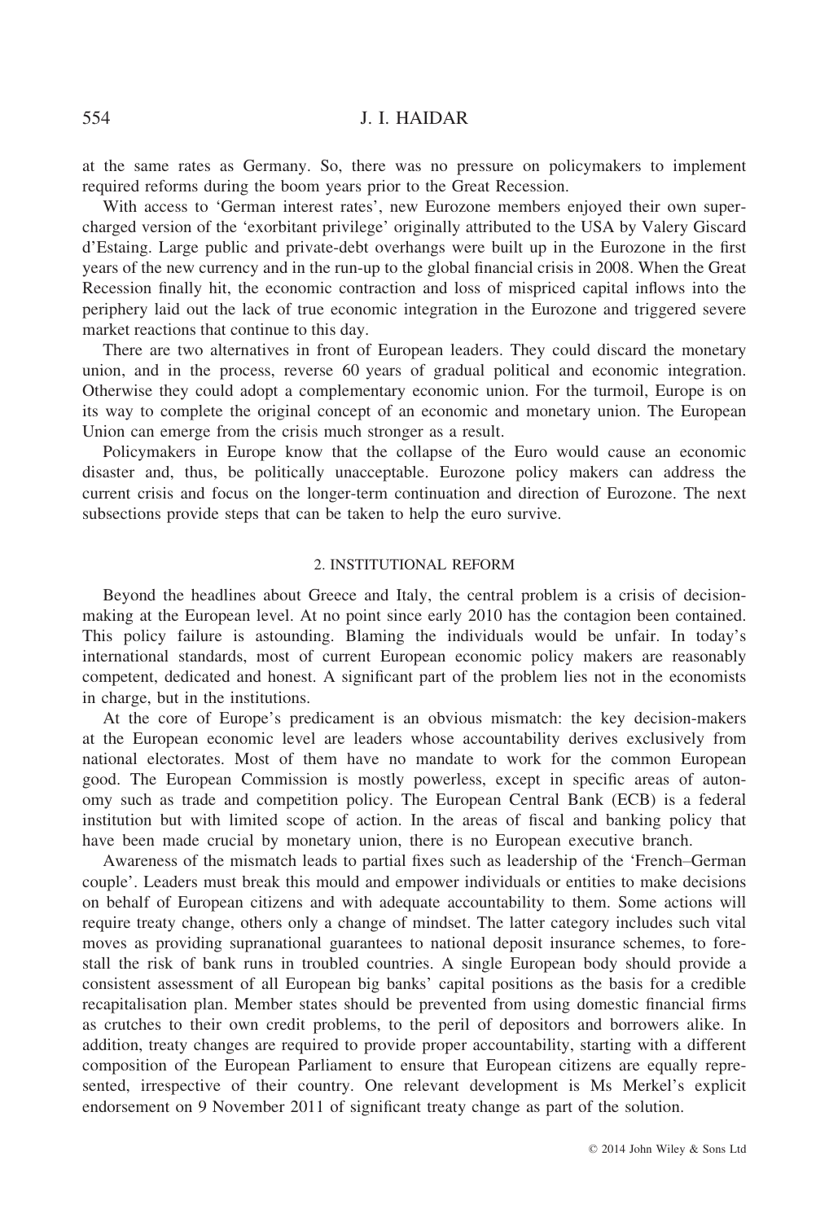at the same rates as Germany. So, there was no pressure on policymakers to implement required reforms during the boom years prior to the Great Recession.

With access to 'German interest rates', new Eurozone members enjoyed their own supercharged version of the 'exorbitant privilege' originally attributed to the USA by Valery Giscard d'Estaing. Large public and private-debt overhangs were built up in the Eurozone in the first years of the new currency and in the run-up to the global financial crisis in 2008. When the Great Recession finally hit, the economic contraction and loss of mispriced capital inflows into the periphery laid out the lack of true economic integration in the Eurozone and triggered severe market reactions that continue to this day.

There are two alternatives in front of European leaders. They could discard the monetary union, and in the process, reverse 60 years of gradual political and economic integration. Otherwise they could adopt a complementary economic union. For the turmoil, Europe is on its way to complete the original concept of an economic and monetary union. The European Union can emerge from the crisis much stronger as a result.

Policymakers in Europe know that the collapse of the Euro would cause an economic disaster and, thus, be politically unacceptable. Eurozone policy makers can address the current crisis and focus on the longer-term continuation and direction of Eurozone. The next subsections provide steps that can be taken to help the euro survive.

## 2. INSTITUTIONAL REFORM

Beyond the headlines about Greece and Italy, the central problem is a crisis of decision-making at the European level. At no point since early 2010 has the contagion been contained. This policy failure is astounding. Blaming the individuals would be unfair. In today's international standards, most of current European economic policy makers are reasonably competent, dedicated and honest. A significant part of the problem lies not in the economists in charge, but in the institutions.

At the core of Europe's predicament is an obvious mismatch: the key decision-makers at the European economic level are leaders whose accountability derives exclusively from national electorates. Most of them have no mandate to work for the common European good. The European Commission is mostly powerless, except in specific areas of autonomy such as trade and competition policy. The European Central Bank (ECB) is a federal institution but with limited scope of action. In the areas of fiscal and banking policy that have been made crucial by monetary union, there is no European executive branch.

Awareness of the mismatch leads to partial fixes such as leadership of the 'French–German couple'. Leaders must break this mould and empower individuals or entities to make decisions on behalf of European citizens and with adequate accountability to them. Some actions will require treaty change, others only a change of mindset. The latter category includes such vital moves as providing supranational guarantees to national deposit insurance schemes, to forestall the risk of bank runs in troubled countries. A single European body should provide a consistent assessment of all European big banks' capital positions as the basis for a credible recapitalisation plan. Member states should be prevented from using domestic financial firms as crutches to their own credit problems, to the peril of depositors and borrowers alike. In addition, treaty changes are required to provide proper accountability, starting with a different composition of the European Parliament to ensure that European citizens are equally represented, irrespective of their country. One relevant development is Ms Merkel's explicit endorsement on 9 November 2011 of significant treaty change as part of the solution.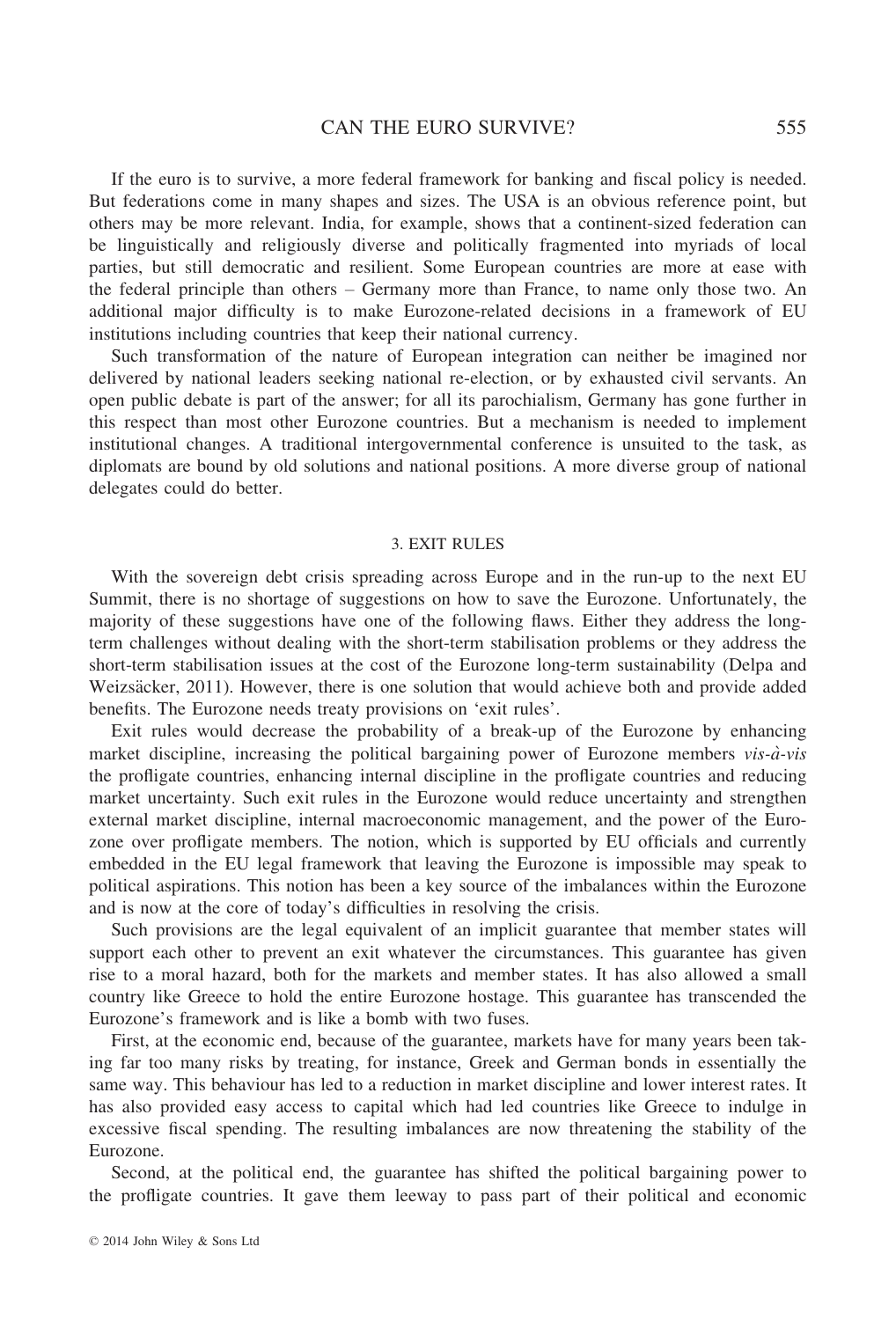If the euro is to survive, a more federal framework for banking and fiscal policy is needed. But federations come in many shapes and sizes. The USA is an obvious reference point, but others may be more relevant. India, for example, shows that a continent-sized federation can be linguistically and religiously diverse and politically fragmented into myriads of local parties, but still democratic and resilient. Some European countries are more at ease with the federal principle than others – Germany more than France, to name only those two. An additional major difficulty is to make Eurozone-related decisions in a framework of EU institutions including countries that keep their national currency.

Such transformation of the nature of European integration can neither be imagined nor delivered by national leaders seeking national re-election, or by exhausted civil servants. An open public debate is part of the answer; for all its parochialism, Germany has gone further in this respect than most other Eurozone countries. But a mechanism is needed to implement institutional changes. A traditional intergovernmental conference is unsuited to the task, as diplomats are bound by old solutions and national positions. A more diverse group of national delegates could do better.

## 3. EXIT RULES

With the sovereign debt crisis spreading across Europe and in the run-up to the next EU Summit, there is no shortage of suggestions on how to save the Eurozone. Unfortunately, the majority of these suggestions have one of the following flaws. Either they address the long-term challenges without dealing with the short-term stabilisation problems or they address the short-term stabilisation issues at the cost of the Eurozone long-term sustainability (Delpa and Weizsäcker, 2011). However, there is one solution that would achieve both and provide added benefits. The Eurozone needs treaty provisions on 'exit rules'.

Exit rules would decrease the probability of a break-up of the Eurozone by enhancing market discipline, increasing the political bargaining power of Eurozone members *vis-à-vis* the profligate countries, enhancing internal discipline in the profligate countries and reducing market uncertainty. Such exit rules in the Eurozone would reduce uncertainty and strengthen external market discipline, internal macroeconomic management, and the power of the Eurozone over profligate members. The notion, which is supported by EU officials and currently embedded in the EU legal framework that leaving the Eurozone is impossible may speak to political aspirations. This notion has been a key source of the imbalances within the Eurozone and is now at the core of today's difficulties in resolving the crisis.

Such provisions are the legal equivalent of an implicit guarantee that member states will support each other to prevent an exit whatever the circumstances. This guarantee has given rise to a moral hazard, both for the markets and member states. It has also allowed a small country like Greece to hold the entire Eurozone hostage. This guarantee has transcended the Eurozone's framework and is like a bomb with two fuses.

First, at the economic end, because of the guarantee, markets have for many years been taking far too many risks by treating, for instance, Greek and German bonds in essentially the same way. This behaviour has led to a reduction in market discipline and lower interest rates. It has also provided easy access to capital which had led countries like Greece to indulge in excessive fiscal spending. The resulting imbalances are now threatening the stability of the Eurozone.

Second, at the political end, the guarantee has shifted the political bargaining power to the profligate countries. It gave them leeway to pass part of their political and economic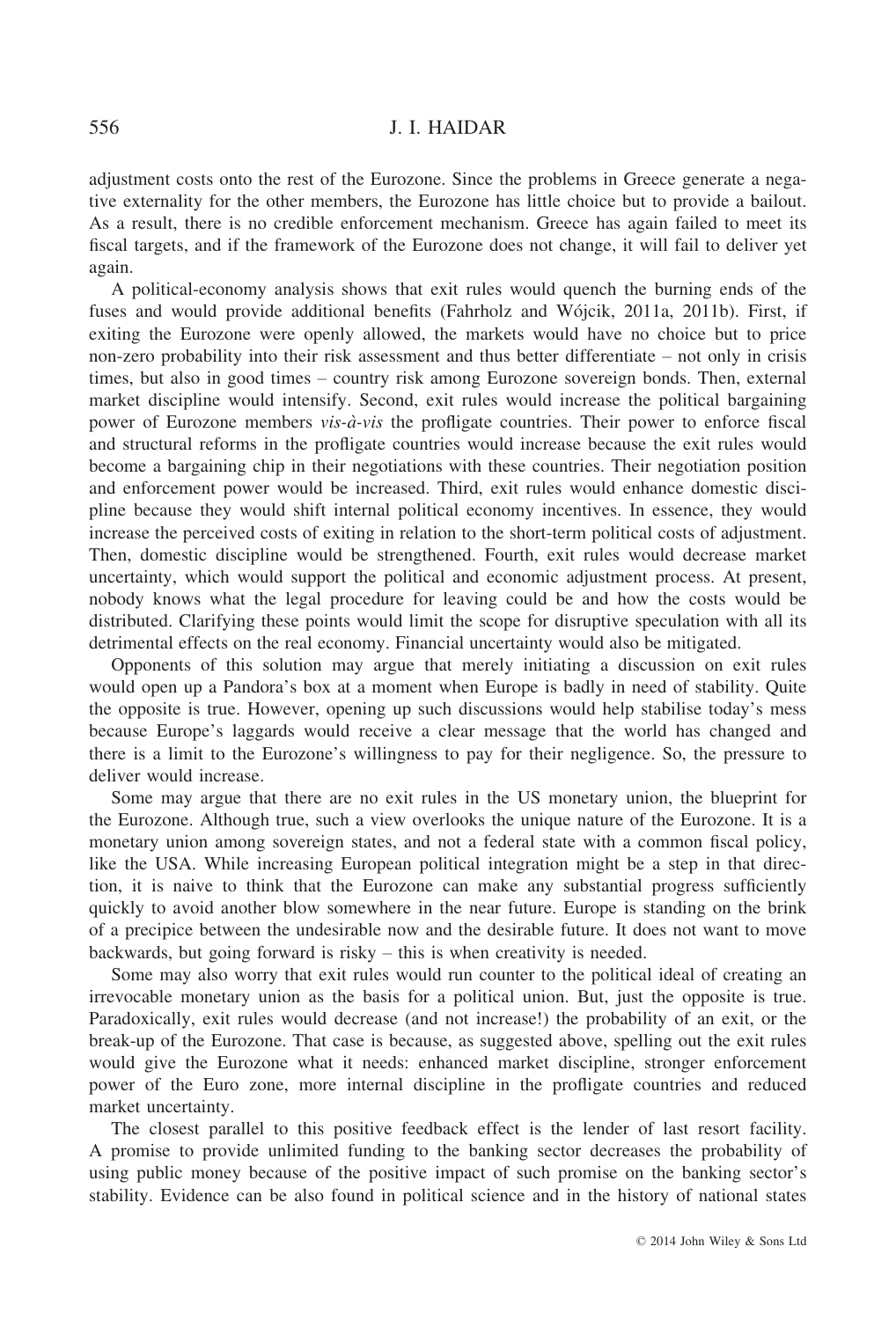adjustment costs onto the rest of the Eurozone. Since the problems in Greece generate a negative externality for the other members, the Eurozone has little choice but to provide a bailout. As a result, there is no credible enforcement mechanism. Greece has again failed to meet its fiscal targets, and if the framework of the Eurozone does not change, it will fail to deliver yet again.

A political-economy analysis shows that exit rules would quench the burning ends of the fuses and would provide additional benefits (Fahrholz and Wójcik, 2011a, 2011b). First, if exiting the Eurozone were openly allowed, the markets would have no choice but to price non-zero probability into their risk assessment and thus better differentiate – not only in crisis times, but also in good times – country risk among Eurozone sovereign bonds. Then, external market discipline would intensify. Second, exit rules would increase the political bargaining power of Eurozone members *vis-à-vis* the profligate countries. Their power to enforce fiscal and structural reforms in the profligate countries would increase because the exit rules would become a bargaining chip in their negotiations with these countries. Their negotiation position and enforcement power would be increased. Third, exit rules would enhance domestic discipline because they would shift internal political economy incentives. In essence, they would increase the perceived costs of exiting in relation to the short-term political costs of adjustment. Then, domestic discipline would be strengthened. Fourth, exit rules would decrease market uncertainty, which would support the political and economic adjustment process. At present, nobody knows what the legal procedure for leaving could be and how the costs would be distributed. Clarifying these points would limit the scope for disruptive speculation with all its detrimental effects on the real economy. Financial uncertainty would also be mitigated.

Opponents of this solution may argue that merely initiating a discussion on exit rules would open up a Pandora's box at a moment when Europe is badly in need of stability. Quite the opposite is true. However, opening up such discussions would help stabilise today's mess because Europe's laggards would receive a clear message that the world has changed and there is a limit to the Eurozone's willingness to pay for their negligence. So, the pressure to deliver would increase.

Some may argue that there are no exit rules in the US monetary union, the blueprint for the Eurozone. Although true, such a view overlooks the unique nature of the Eurozone. It is a monetary union among sovereign states, and not a federal state with a common fiscal policy, like the USA. While increasing European political integration might be a step in that direction, it is naive to think that the Eurozone can make any substantial progress sufficiently quickly to avoid another blow somewhere in the near future. Europe is standing on the brink of a precipice between the undesirable now and the desirable future. It does not want to move backwards, but going forward is risky – this is when creativity is needed.

Some may also worry that exit rules would run counter to the political ideal of creating an irrevocable monetary union as the basis for a political union. But, just the opposite is true. Paradoxically, exit rules would decrease (and not increase!) the probability of an exit, or the break-up of the Eurozone. That case is because, as suggested above, spelling out the exit rules would give the Eurozone what it needs: enhanced market discipline, stronger enforcement power of the Euro zone, more internal discipline in the profligate countries and reduced market uncertainty.

The closest parallel to this positive feedback effect is the lender of last resort facility. A promise to provide unlimited funding to the banking sector decreases the probability of using public money because of the positive impact of such promise on the banking sector's stability. Evidence can be also found in political science and in the history of national states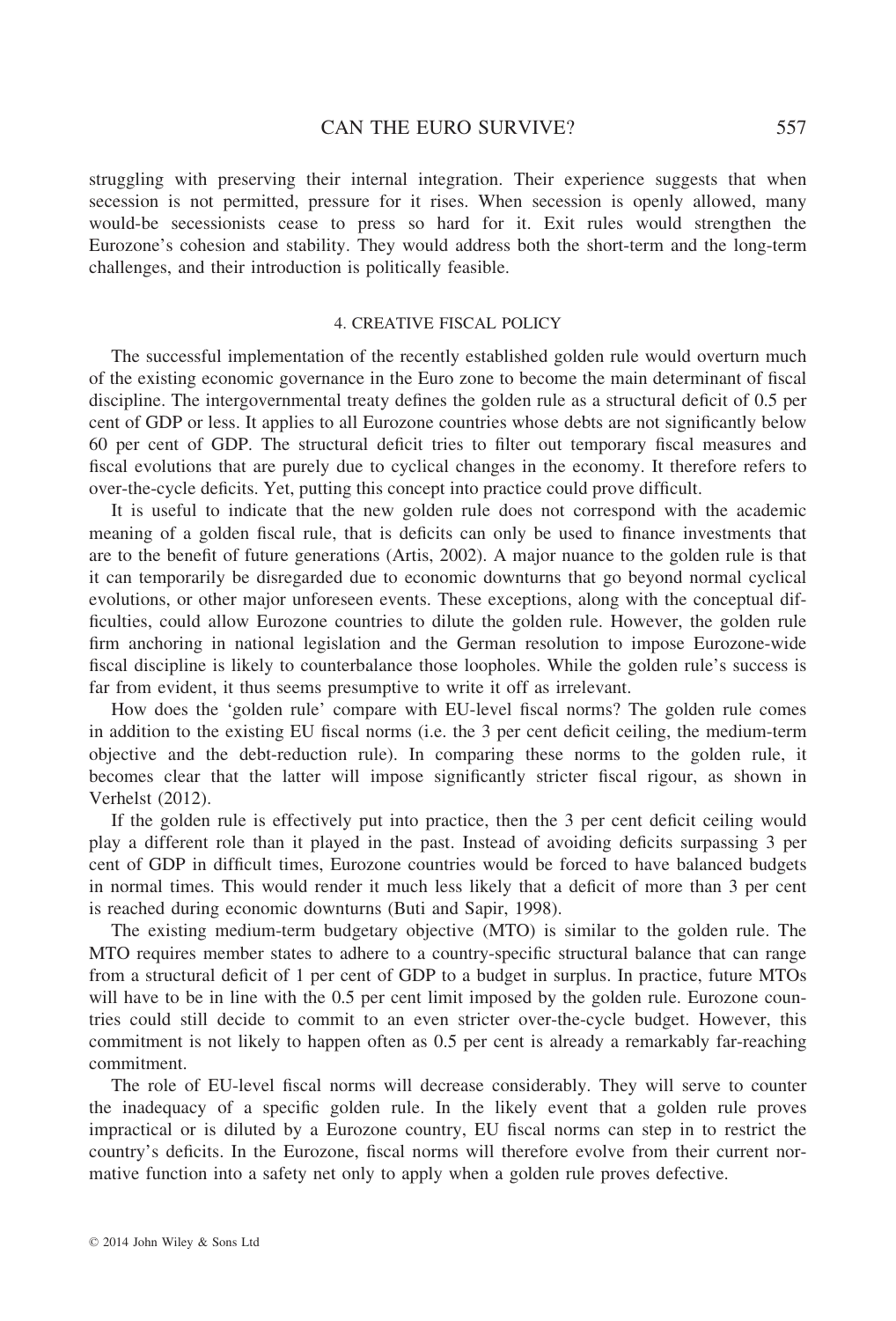struggling with preserving their internal integration. Their experience suggests that when secession is not permitted, pressure for it rises. When secession is openly allowed, many would-be secessionists cease to press so hard for it. Exit rules would strengthen the Eurozone's cohesion and stability. They would address both the short-term and the long-term challenges, and their introduction is politically feasible.

## 4. CREATIVE FISCAL POLICY

The successful implementation of the recently established golden rule would overturn much of the existing economic governance in the Euro zone to become the main determinant of fiscal discipline. The intergovernmental treaty defines the golden rule as a structural deficit of 0.5 per cent of GDP or less. It applies to all Eurozone countries whose debts are not significantly below 60 per cent of GDP. The structural deficit tries to filter out temporary fiscal measures and fiscal evolutions that are purely due to cyclical changes in the economy. It therefore refers to over-the-cycle deficits. Yet, putting this concept into practice could prove difficult.

It is useful to indicate that the new golden rule does not correspond with the academic meaning of a golden fiscal rule, that is deficits can only be used to finance investments that are to the benefit of future generations (Artis, 2002). A major nuance to the golden rule is that it can temporarily be disregarded due to economic downturns that go beyond normal cyclical evolutions, or other major unforeseen events. These exceptions, along with the conceptual difficulties, could allow Eurozone countries to dilute the golden rule. However, the golden rule firm anchoring in national legislation and the German resolution to impose Eurozone-wide fiscal discipline is likely to counterbalance those loopholes. While the golden rule's success is far from evident, it thus seems presumptive to write it off as irrelevant.

How does the 'golden rule' compare with EU-level fiscal norms? The golden rule comes in addition to the existing EU fiscal norms (i.e. the 3 per cent deficit ceiling, the medium-term objective and the debt-reduction rule). In comparing these norms to the golden rule, it becomes clear that the latter will impose significantly stricter fiscal rigour, as shown in Verhelst (2012).

If the golden rule is effectively put into practice, then the 3 per cent deficit ceiling would play a different role than it played in the past. Instead of avoiding deficits surpassing 3 per cent of GDP in difficult times, Eurozone countries would be forced to have balanced budgets in normal times. This would render it much less likely that a deficit of more than 3 per cent is reached during economic downturns (Buti and Sapir, 1998).

The existing medium-term budgetary objective (MTO) is similar to the golden rule. The MTO requires member states to adhere to a country-specific structural balance that can range from a structural deficit of 1 per cent of GDP to a budget in surplus. In practice, future MTOs will have to be in line with the 0.5 per cent limit imposed by the golden rule. Eurozone countries could still decide to commit to an even stricter over-the-cycle budget. However, this commitment is not likely to happen often as 0.5 per cent is already a remarkably far-reaching commitment.

The role of EU-level fiscal norms will decrease considerably. They will serve to counter the inadequacy of a specific golden rule. In the likely event that a golden rule proves impractical or is diluted by a Eurozone country, EU fiscal norms can step in to restrict the country's deficits. In the Eurozone, fiscal norms will therefore evolve from their current normative function into a safety net only to apply when a golden rule proves defective.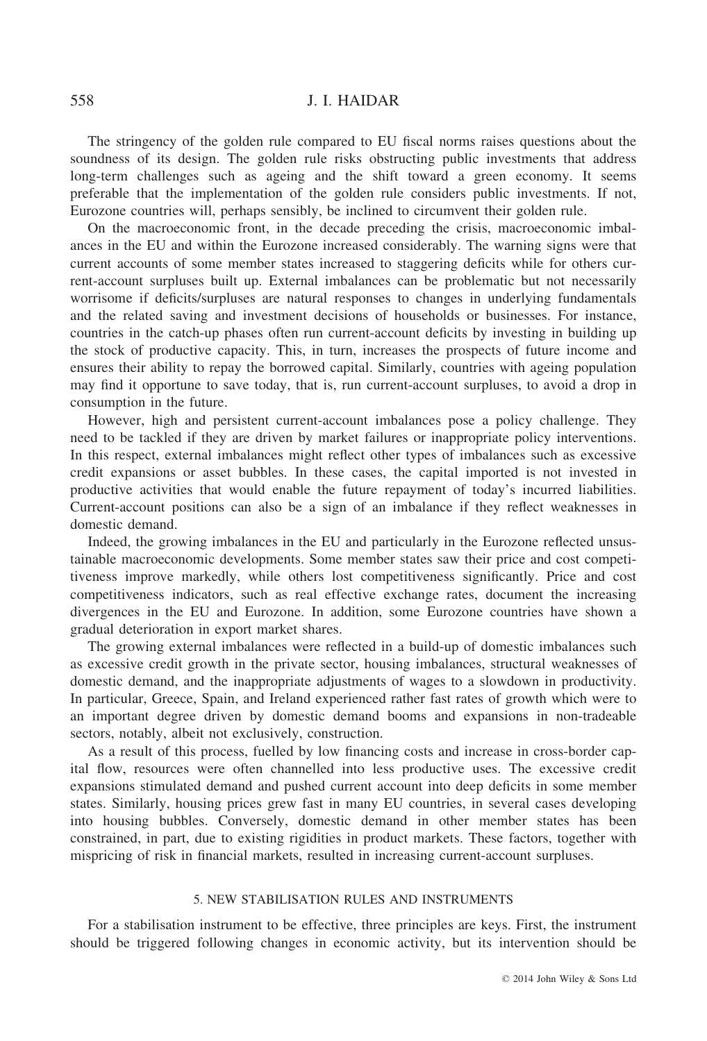The stringency of the golden rule compared to EU fiscal norms raises questions about the soundness of its design. The golden rule risks obstructing public investments that address long-term challenges such as ageing and the shift toward a green economy. It seems preferable that the implementation of the golden rule considers public investments. If not, Eurozone countries will, perhaps sensibly, be inclined to circumvent their golden rule.

On the macroeconomic front, in the decade preceding the crisis, macroeconomic imbalances in the EU and within the Eurozone increased considerably. The warning signs were that current accounts of some member states increased to staggering deficits while for others current-account surpluses built up. External imbalances can be problematic but not necessarily worrisome if deficits/surpluses are natural responses to changes in underlying fundamentals and the related saving and investment decisions of households or businesses. For instance, countries in the catch-up phases often run current-account deficits by investing in building up the stock of productive capacity. This, in turn, increases the prospects of future income and ensures their ability to repay the borrowed capital. Similarly, countries with ageing population may find it opportune to save today, that is, run current-account surpluses, to avoid a drop in consumption in the future.

However, high and persistent current-account imbalances pose a policy challenge. They need to be tackled if they are driven by market failures or inappropriate policy interventions. In this respect, external imbalances might reflect other types of imbalances such as excessive credit expansions or asset bubbles. In these cases, the capital imported is not invested in productive activities that would enable the future repayment of today's incurred liabilities. Current-account positions can also be a sign of an imbalance if they reflect weaknesses in domestic demand.

Indeed, the growing imbalances in the EU and particularly in the Eurozone reflected unsustainable macroeconomic developments. Some member states saw their price and cost competitiveness improve markedly, while others lost competitiveness significantly. Price and cost competitiveness indicators, such as real effective exchange rates, document the increasing divergences in the EU and Eurozone. In addition, some Eurozone countries have shown a gradual deterioration in export market shares.

The growing external imbalances were reflected in a build-up of domestic imbalances such as excessive credit growth in the private sector, housing imbalances, structural weaknesses of domestic demand, and the inappropriate adjustments of wages to a slowdown in productivity. In particular, Greece, Spain, and Ireland experienced rather fast rates of growth which were to an important degree driven by domestic demand booms and expansions in non-tradeable sectors, notably, albeit not exclusively, construction.

As a result of this process, fuelled by low financing costs and increase in cross-border capital flow, resources were often channelled into less productive uses. The excessive credit expansions stimulated demand and pushed current account into deep deficits in some member states. Similarly, housing prices grew fast in many EU countries, in several cases developing into housing bubbles. Conversely, domestic demand in other member states has been constrained, in part, due to existing rigidities in product markets. These factors, together with mispricing of risk in financial markets, resulted in increasing current-account surpluses.

## 5. NEW STABILISATION RULES AND INSTRUMENTS

For a stabilisation instrument to be effective, three principles are keys. First, the instrument should be triggered following changes in economic activity, but its intervention should be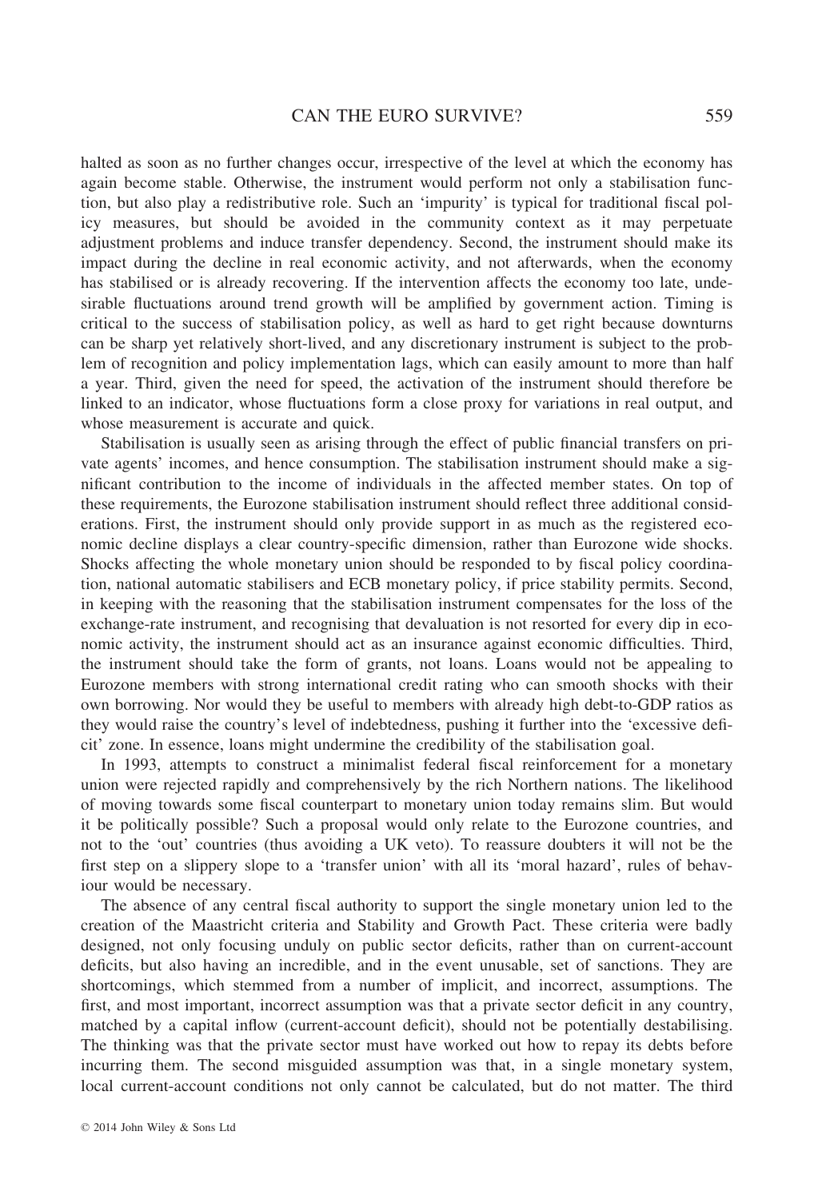halted as soon as no further changes occur, irrespective of the level at which the economy has again become stable. Otherwise, the instrument would perform not only a stabilisation function, but also play a redistributive role. Such an 'impurity' is typical for traditional fiscal policy measures, but should be avoided in the community context as it may perpetuate adjustment problems and induce transfer dependency. Second, the instrument should make its impact during the decline in real economic activity, and not afterwards, when the economy has stabilised or is already recovering. If the intervention affects the economy too late, undesirable fluctuations around trend growth will be amplified by government action. Timing is critical to the success of stabilisation policy, as well as hard to get right because downturns can be sharp yet relatively short-lived, and any discretionary instrument is subject to the problem of recognition and policy implementation lags, which can easily amount to more than half a year. Third, given the need for speed, the activation of the instrument should therefore be linked to an indicator, whose fluctuations form a close proxy for variations in real output, and whose measurement is accurate and quick.

Stabilisation is usually seen as arising through the effect of public financial transfers on private agents' incomes, and hence consumption. The stabilisation instrument should make a significant contribution to the income of individuals in the affected member states. On top of these requirements, the Eurozone stabilisation instrument should reflect three additional considerations. First, the instrument should only provide support in as much as the registered economic decline displays a clear country-specific dimension, rather than Eurozone wide shocks. Shocks affecting the whole monetary union should be responded to by fiscal policy coordination, national automatic stabilisers and ECB monetary policy, if price stability permits. Second, in keeping with the reasoning that the stabilisation instrument compensates for the loss of the exchange-rate instrument, and recognising that devaluation is not resorted for every dip in economic activity, the instrument should act as an insurance against economic difficulties. Third, the instrument should take the form of grants, not loans. Loans would not be appealing to Eurozone members with strong international credit rating who can smooth shocks with their own borrowing. Nor would they be useful to members with already high debt-to-GDP ratios as they would raise the country's level of indebtedness, pushing it further into the 'excessive deficit' zone. In essence, loans might undermine the credibility of the stabilisation goal.

In 1993, attempts to construct a minimalist federal fiscal reinforcement for a monetary union were rejected rapidly and comprehensively by the rich Northern nations. The likelihood of moving towards some fiscal counterpart to monetary union today remains slim. But would it be politically possible? Such a proposal would only relate to the Eurozone countries, and not to the 'out' countries (thus avoiding a UK veto). To reassure doubters it will not be the first step on a slippery slope to a 'transfer union' with all its 'moral hazard', rules of behaviour would be necessary.

The absence of any central fiscal authority to support the single monetary union led to the creation of the Maastricht criteria and Stability and Growth Pact. These criteria were badly designed, not only focusing unduly on public sector deficits, rather than on current-account deficits, but also having an incredible, and in the event unusable, set of sanctions. They are shortcomings, which stemmed from a number of implicit, and incorrect, assumptions. The first, and most important, incorrect assumption was that a private sector deficit in any country, matched by a capital inflow (current-account deficit), should not be potentially destabilising. The thinking was that the private sector must have worked out how to repay its debts before incurring them. The second misguided assumption was that, in a single monetary system, local current-account conditions not only cannot be calculated, but do not matter. The third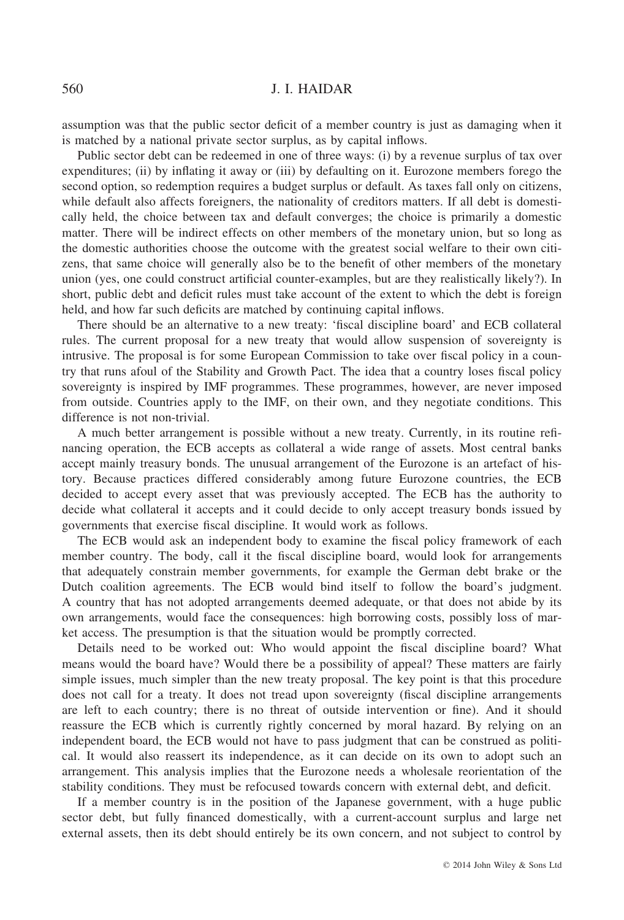assumption was that the public sector deficit of a member country is just as damaging when it is matched by a national private sector surplus, as by capital inflows.

Public sector debt can be redeemed in one of three ways: (i) by a revenue surplus of tax over expenditures; (ii) by inflating it away or (iii) by defaulting on it. Eurozone members forego the second option, so redemption requires a budget surplus or default. As taxes fall only on citizens, while default also affects foreigners, the nationality of creditors matters. If all debt is domestically held, the choice between tax and default converges; the choice is primarily a domestic matter. There will be indirect effects on other members of the monetary union, but so long as the domestic authorities choose the outcome with the greatest social welfare to their own citizens, that same choice will generally also be to the benefit of other members of the monetary union (yes, one could construct artificial counter-examples, but are they realistically likely?). In short, public debt and deficit rules must take account of the extent to which the debt is foreign held, and how far such deficits are matched by continuing capital inflows.

There should be an alternative to a new treaty: 'fiscal discipline board' and ECB collateral rules. The current proposal for a new treaty that would allow suspension of sovereignty is intrusive. The proposal is for some European Commission to take over fiscal policy in a country that runs afoul of the Stability and Growth Pact. The idea that a country loses fiscal policy sovereignty is inspired by IMF programmes. These programmes, however, are never imposed from outside. Countries apply to the IMF, on their own, and they negotiate conditions. This difference is not non-trivial.

A much better arrangement is possible without a new treaty. Currently, in its routine refinancing operation, the ECB accepts as collateral a wide range of assets. Most central banks accept mainly treasury bonds. The unusual arrangement of the Eurozone is an artefact of history. Because practices differed considerably among future Eurozone countries, the ECB decided to accept every asset that was previously accepted. The ECB has the authority to decide what collateral it accepts and it could decide to only accept treasury bonds issued by governments that exercise fiscal discipline. It would work as follows.

The ECB would ask an independent body to examine the fiscal policy framework of each member country. The body, call it the fiscal discipline board, would look for arrangements that adequately constrain member governments, for example the German debt brake or the Dutch coalition agreements. The ECB would bind itself to follow the board's judgment. A country that has not adopted arrangements deemed adequate, or that does not abide by its own arrangements, would face the consequences: high borrowing costs, possibly loss of market access. The presumption is that the situation would be promptly corrected.

Details need to be worked out: Who would appoint the fiscal discipline board? What means would the board have? Would there be a possibility of appeal? These matters are fairly simple issues, much simpler than the new treaty proposal. The key point is that this procedure does not call for a treaty. It does not tread upon sovereignty (fiscal discipline arrangements are left to each country; there is no threat of outside intervention or fine). And it should reassure the ECB which is currently rightly concerned by moral hazard. By relying on an independent board, the ECB would not have to pass judgment that can be construed as political. It would also reassert its independence, as it can decide on its own to adopt such an arrangement. This analysis implies that the Eurozone needs a wholesale reorientation of the stability conditions. They must be refocused towards concern with external debt, and deficit.

If a member country is in the position of the Japanese government, with a huge public sector debt, but fully financed domestically, with a current-account surplus and large net external assets, then its debt should entirely be its own concern, and not subject to control by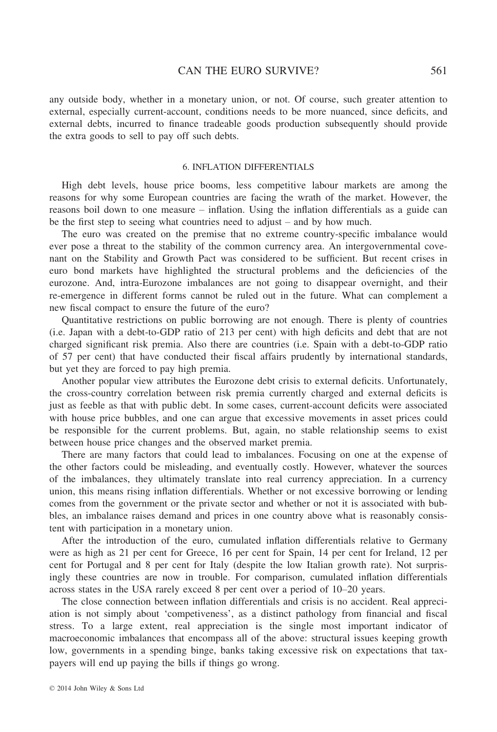any outside body, whether in a monetary union, or not. Of course, such greater attention to external, especially current-account, conditions needs to be more nuanced, since deficits, and external debts, incurred to finance tradeable goods production subsequently should provide the extra goods to sell to pay off such debts.

## 6. INFLATION DIFFERENTIALS

High debt levels, house price booms, less competitive labour markets are among the reasons for why some European countries are facing the wrath of the market. However, the reasons boil down to one measure – inflation. Using the inflation differentials as a guide can be the first step to seeing what countries need to adjust – and by how much.

The euro was created on the premise that no extreme country-specific imbalance would ever pose a threat to the stability of the common currency area. An intergovernmental covenant on the Stability and Growth Pact was considered to be sufficient. But recent crises in euro bond markets have highlighted the structural problems and the deficiencies of the eurozone. And, intra-Eurozone imbalances are not going to disappear overnight, and their re-emergence in different forms cannot be ruled out in the future. What can complement a new fiscal compact to ensure the future of the euro?

Quantitative restrictions on public borrowing are not enough. There is plenty of countries (i.e. Japan with a debt-to-GDP ratio of 213 per cent) with high deficits and debt that are not charged significant risk premia. Also there are countries (i.e. Spain with a debt-to-GDP ratio of 57 per cent) that have conducted their fiscal affairs prudently by international standards, but yet they are forced to pay high premia.

Another popular view attributes the Eurozone debt crisis to external deficits. Unfortunately, the cross-country correlation between risk premia currently charged and external deficits is just as feeble as that with public debt. In some cases, current-account deficits were associated with house price bubbles, and one can argue that excessive movements in asset prices could be responsible for the current problems. But, again, no stable relationship seems to exist between house price changes and the observed market premia.

There are many factors that could lead to imbalances. Focusing on one at the expense of the other factors could be misleading, and eventually costly. However, whatever the sources of the imbalances, they ultimately translate into real currency appreciation. In a currency union, this means rising inflation differentials. Whether or not excessive borrowing or lending comes from the government or the private sector and whether or not it is associated with bubbles, an imbalance raises demand and prices in one country above what is reasonably consistent with participation in a monetary union.

After the introduction of the euro, cumulated inflation differentials relative to Germany were as high as 21 per cent for Greece, 16 per cent for Spain, 14 per cent for Ireland, 12 per cent for Portugal and 8 per cent for Italy (despite the low Italian growth rate). Not surprisingly these countries are now in trouble. For comparison, cumulated inflation differentials across states in the USA rarely exceed 8 per cent over a period of 10–20 years.

The close connection between inflation differentials and crisis is no accident. Real appreciation is not simply about 'competiveness', as a distinct pathology from financial and fiscal stress. To a large extent, real appreciation is the single most important indicator of macroeconomic imbalances that encompass all of the above: structural issues keeping growth low, governments in a spending binge, banks taking excessive risk on expectations that taxpayers will end up paying the bills if things go wrong.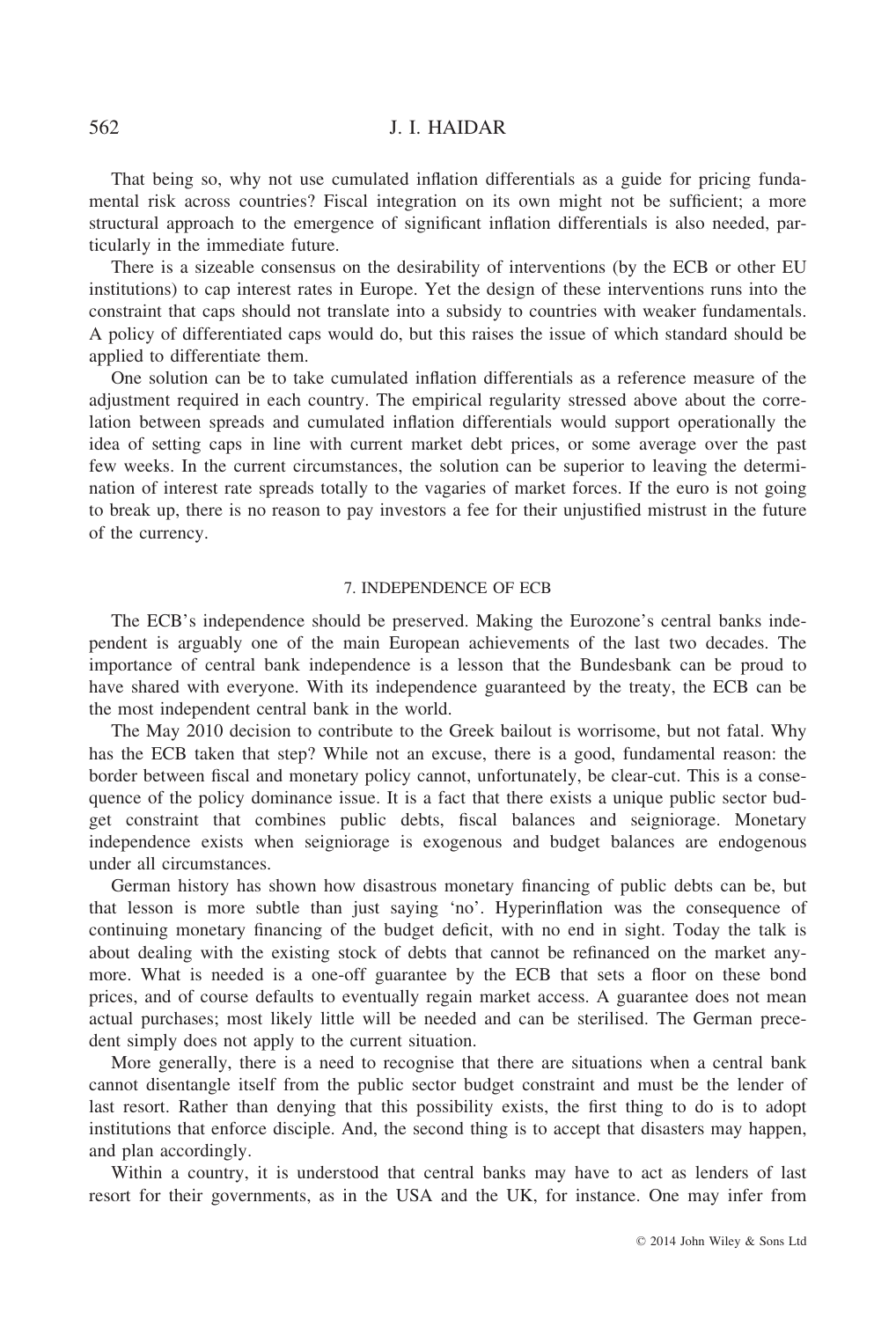That being so, why not use cumulated inflation differentials as a guide for pricing fundamental risk across countries? Fiscal integration on its own might not be sufficient; a more structural approach to the emergence of significant inflation differentials is also needed, particularly in the immediate future.

There is a sizeable consensus on the desirability of interventions (by the ECB or other EU institutions) to cap interest rates in Europe. Yet the design of these interventions runs into the constraint that caps should not translate into a subsidy to countries with weaker fundamentals. A policy of differentiated caps would do, but this raises the issue of which standard should be applied to differentiate them.

One solution can be to take cumulated inflation differentials as a reference measure of the adjustment required in each country. The empirical regularity stressed above about the correlation between spreads and cumulated inflation differentials would support operationally the idea of setting caps in line with current market debt prices, or some average over the past few weeks. In the current circumstances, the solution can be superior to leaving the determination of interest rate spreads totally to the vagaries of market forces. If the euro is not going to break up, there is no reason to pay investors a fee for their unjustified mistrust in the future of the currency.

## 7. INDEPENDENCE OF ECB

The ECB's independence should be preserved. Making the Eurozone's central banks independent is arguably one of the main European achievements of the last two decades. The importance of central bank independence is a lesson that the Bundesbank can be proud to have shared with everyone. With its independence guaranteed by the treaty, the ECB can be the most independent central bank in the world.

The May 2010 decision to contribute to the Greek bailout is worrisome, but not fatal. Why has the ECB taken that step? While not an excuse, there is a good, fundamental reason: the border between fiscal and monetary policy cannot, unfortunately, be clear-cut. This is a consequence of the policy dominance issue. It is a fact that there exists a unique public sector budget constraint that combines public debts, fiscal balances and seigniorage. Monetary independence exists when seigniorage is exogenous and budget balances are endogenous under all circumstances.

German history has shown how disastrous monetary financing of public debts can be, but that lesson is more subtle than just saying 'no'. Hyperinflation was the consequence of continuing monetary financing of the budget deficit, with no end in sight. Today the talk is about dealing with the existing stock of debts that cannot be refinanced on the market anymore. What is needed is a one-off guarantee by the ECB that sets a floor on these bond prices, and of course defaults to eventually regain market access. A guarantee does not mean actual purchases; most likely little will be needed and can be sterilised. The German precedent simply does not apply to the current situation.

More generally, there is a need to recognise that there are situations when a central bank cannot disentangle itself from the public sector budget constraint and must be the lender of last resort. Rather than denying that this possibility exists, the first thing to do is to adopt institutions that enforce disciple. And, the second thing is to accept that disasters may happen, and plan accordingly.

Within a country, it is understood that central banks may have to act as lenders of last resort for their governments, as in the USA and the UK, for instance. One may infer from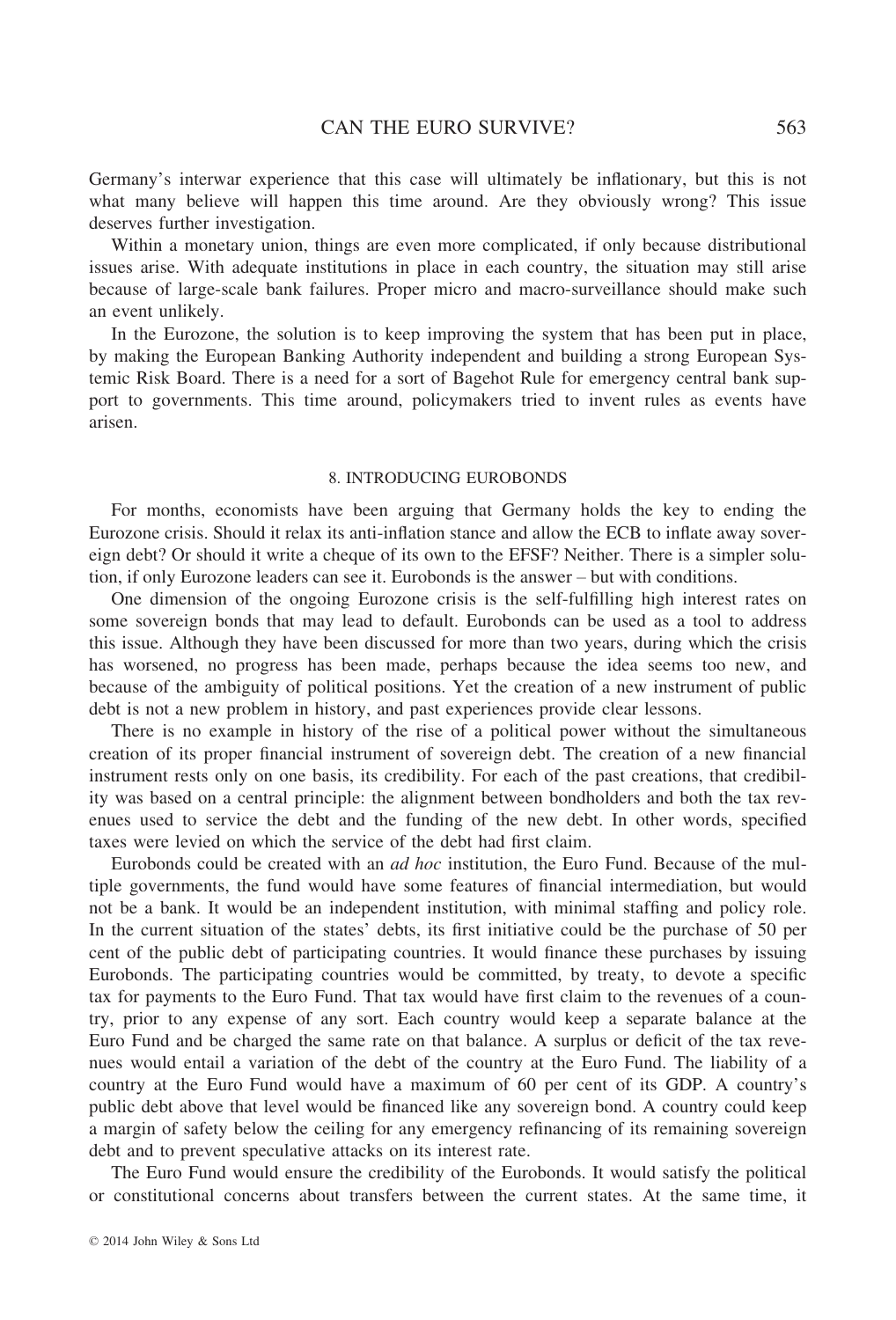Germany's interwar experience that this case will ultimately be inflationary, but this is not what many believe will happen this time around. Are they obviously wrong? This issue deserves further investigation.

Within a monetary union, things are even more complicated, if only because distributional issues arise. With adequate institutions in place in each country, the situation may still arise because of large-scale bank failures. Proper micro and macro-surveillance should make such an event unlikely.

In the Eurozone, the solution is to keep improving the system that has been put in place, by making the European Banking Authority independent and building a strong European Systemic Risk Board. There is a need for a sort of Bagehot Rule for emergency central bank support to governments. This time around, policymakers tried to invent rules as events have arisen.

## 8. INTRODUCING EUROBONDS

For months, economists have been arguing that Germany holds the key to ending the Eurozone crisis. Should it relax its anti-inflation stance and allow the ECB to inflate away sovereign debt? Or should it write a cheque of its own to the EFSF? Neither. There is a simpler solution, if only Eurozone leaders can see it. Eurobonds is the answer – but with conditions.

One dimension of the ongoing Eurozone crisis is the self-fulfilling high interest rates on some sovereign bonds that may lead to default. Eurobonds can be used as a tool to address this issue. Although they have been discussed for more than two years, during which the crisis has worsened, no progress has been made, perhaps because the idea seems too new, and because of the ambiguity of political positions. Yet the creation of a new instrument of public debt is not a new problem in history, and past experiences provide clear lessons.

There is no example in history of the rise of a political power without the simultaneous creation of its proper financial instrument of sovereign debt. The creation of a new financial instrument rests only on one basis, its credibility. For each of the past creations, that credibility was based on a central principle: the alignment between bondholders and both the tax revenues used to service the debt and the funding of the new debt. In other words, specified taxes were levied on which the service of the debt had first claim.

Eurobonds could be created with an *ad hoc* institution, the Euro Fund. Because of the multiple governments, the fund would have some features of financial intermediation, but would not be a bank. It would be an independent institution, with minimal staffing and policy role. In the current situation of the states' debts, its first initiative could be the purchase of 50 per cent of the public debt of participating countries. It would finance these purchases by issuing Eurobonds. The participating countries would be committed, by treaty, to devote a specific tax for payments to the Euro Fund. That tax would have first claim to the revenues of a country, prior to any expense of any sort. Each country would keep a separate balance at the Euro Fund and be charged the same rate on that balance. A surplus or deficit of the tax revenues would entail a variation of the debt of the country at the Euro Fund. The liability of a country at the Euro Fund would have a maximum of 60 per cent of its GDP. A country's public debt above that level would be financed like any sovereign bond. A country could keep a margin of safety below the ceiling for any emergency refinancing of its remaining sovereign debt and to prevent speculative attacks on its interest rate.

The Euro Fund would ensure the credibility of the Eurobonds. It would satisfy the political or constitutional concerns about transfers between the current states. At the same time, it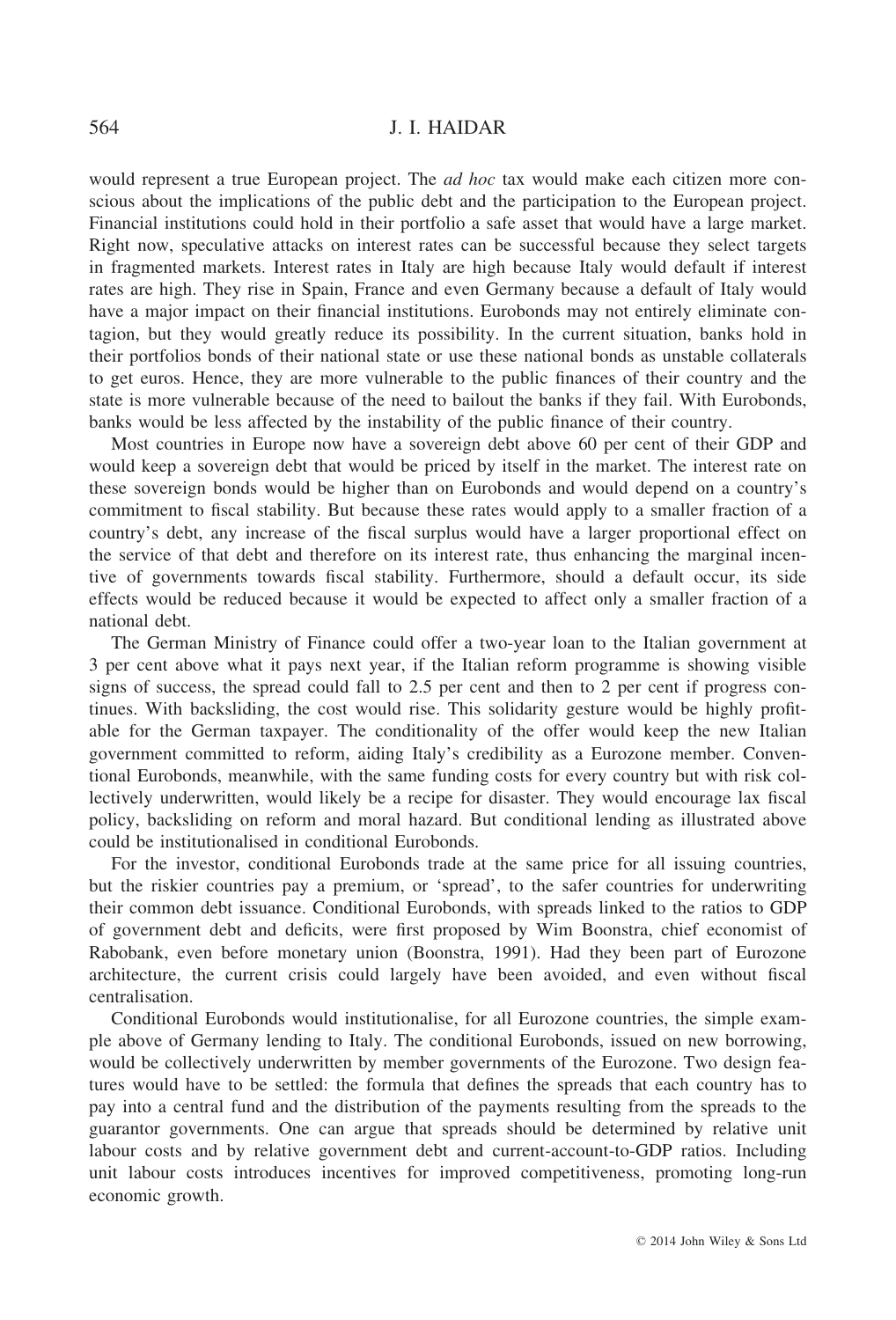would represent a true European project. The *ad hoc* tax would make each citizen more conscious about the implications of the public debt and the participation to the European project. Financial institutions could hold in their portfolio a safe asset that would have a large market. Right now, speculative attacks on interest rates can be successful because they select targets in fragmented markets. Interest rates in Italy are high because Italy would default if interest rates are high. They rise in Spain, France and even Germany because a default of Italy would have a major impact on their financial institutions. Eurobonds may not entirely eliminate contagion, but they would greatly reduce its possibility. In the current situation, banks hold in their portfolios bonds of their national state or use these national bonds as unstable collaterals to get euros. Hence, they are more vulnerable to the public finances of their country and the state is more vulnerable because of the need to bailout the banks if they fail. With Eurobonds, banks would be less affected by the instability of the public finance of their country.

Most countries in Europe now have a sovereign debt above 60 per cent of their GDP and would keep a sovereign debt that would be priced by itself in the market. The interest rate on these sovereign bonds would be higher than on Eurobonds and would depend on a country's commitment to fiscal stability. But because these rates would apply to a smaller fraction of a country's debt, any increase of the fiscal surplus would have a larger proportional effect on the service of that debt and therefore on its interest rate, thus enhancing the marginal incentive of governments towards fiscal stability. Furthermore, should a default occur, its side effects would be reduced because it would be expected to affect only a smaller fraction of a national debt.

The German Ministry of Finance could offer a two-year loan to the Italian government at 3 per cent above what it pays next year, if the Italian reform programme is showing visible signs of success, the spread could fall to 2.5 per cent and then to 2 per cent if progress continues. With backsliding, the cost would rise. This solidarity gesture would be highly profitable for the German taxpayer. The conditionality of the offer would keep the new Italian government committed to reform, aiding Italy's credibility as a Eurozone member. Conventional Eurobonds, meanwhile, with the same funding costs for every country but with risk collectively underwritten, would likely be a recipe for disaster. They would encourage lax fiscal policy, backsliding on reform and moral hazard. But conditional lending as illustrated above could be institutionalised in conditional Eurobonds.

For the investor, conditional Eurobonds trade at the same price for all issuing countries, but the riskier countries pay a premium, or 'spread', to the safer countries for underwriting their common debt issuance. Conditional Eurobonds, with spreads linked to the ratios to GDP of government debt and deficits, were first proposed by Wim Boonstra, chief economist of Rabobank, even before monetary union (Boonstra, 1991). Had they been part of Eurozone architecture, the current crisis could largely have been avoided, and even without fiscal centralisation.

Conditional Eurobonds would institutionalise, for all Eurozone countries, the simple example above of Germany lending to Italy. The conditional Eurobonds, issued on new borrowing, would be collectively underwritten by member governments of the Eurozone. Two design features would have to be settled: the formula that defines the spreads that each country has to pay into a central fund and the distribution of the payments resulting from the spreads to the guarantor governments. One can argue that spreads should be determined by relative unit labour costs and by relative government debt and current-account-to-GDP ratios. Including unit labour costs introduces incentives for improved competitiveness, promoting long-run economic growth.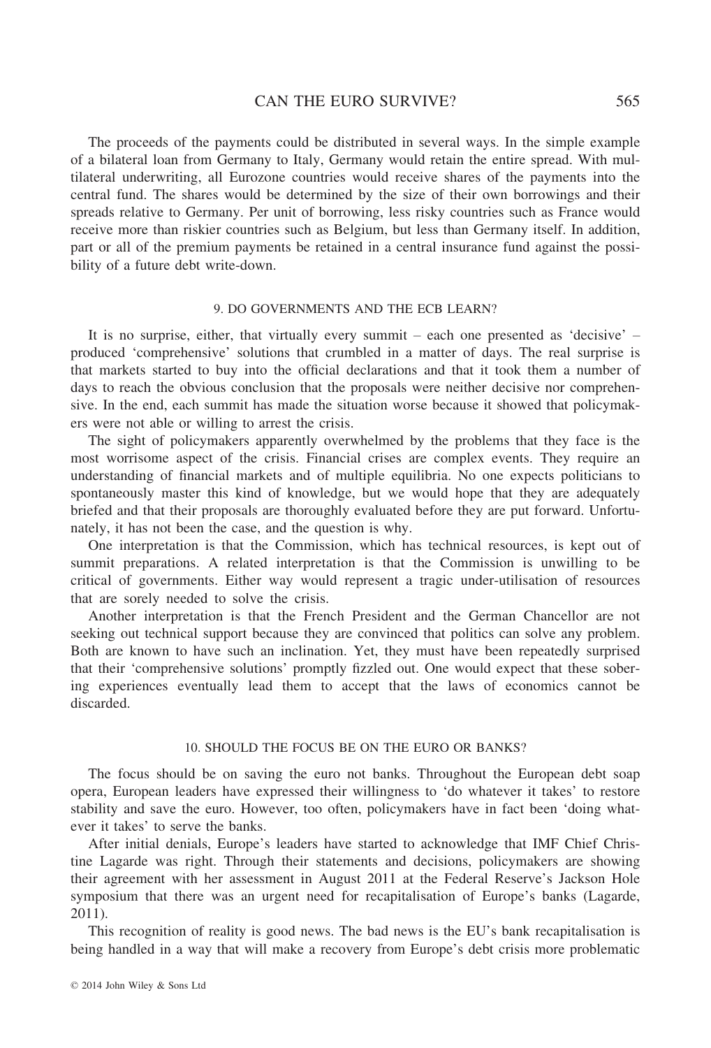The proceeds of the payments could be distributed in several ways. In the simple example of a bilateral loan from Germany to Italy, Germany would retain the entire spread. With multilateral underwriting, all Eurozone countries would receive shares of the payments into the central fund. The shares would be determined by the size of their own borrowings and their spreads relative to Germany. Per unit of borrowing, less risky countries such as France would receive more than riskier countries such as Belgium, but less than Germany itself. In addition, part or all of the premium payments be retained in a central insurance fund against the possibility of a future debt write-down.

## 9. DO GOVERNMENTS AND THE ECB LEARN?

It is no surprise, either, that virtually every summit – each one presented as 'decisive' – produced 'comprehensive' solutions that crumbled in a matter of days. The real surprise is that markets started to buy into the official declarations and that it took them a number of days to reach the obvious conclusion that the proposals were neither decisive nor comprehensive. In the end, each summit has made the situation worse because it showed that policymakers were not able or willing to arrest the crisis.

The sight of policymakers apparently overwhelmed by the problems that they face is the most worrisome aspect of the crisis. Financial crises are complex events. They require an understanding of financial markets and of multiple equilibria. No one expects politicians to spontaneously master this kind of knowledge, but we would hope that they are adequately briefed and that their proposals are thoroughly evaluated before they are put forward. Unfortunately, it has not been the case, and the question is why.

One interpretation is that the Commission, which has technical resources, is kept out of summit preparations. A related interpretation is that the Commission is unwilling to be critical of governments. Either way would represent a tragic under-utilisation of resources that are sorely needed to solve the crisis.

Another interpretation is that the French President and the German Chancellor are not seeking out technical support because they are convinced that politics can solve any problem. Both are known to have such an inclination. Yet, they must have been repeatedly surprised that their 'comprehensive solutions' promptly fizzled out. One would expect that these sobering experiences eventually lead them to accept that the laws of economics cannot be discarded.

## 10. SHOULD THE FOCUS BE ON THE EURO OR BANKS?

The focus should be on saving the euro not banks. Throughout the European debt soap opera, European leaders have expressed their willingness to 'do whatever it takes' to restore stability and save the euro. However, too often, policymakers have in fact been 'doing whatever it takes' to serve the banks.

After initial denials, Europe's leaders have started to acknowledge that IMF Chief Christine Lagarde was right. Through their statements and decisions, policymakers are showing their agreement with her assessment in August 2011 at the Federal Reserve's Jackson Hole symposium that there was an urgent need for recapitalisation of Europe's banks (Lagarde, 2011).

This recognition of reality is good news. The bad news is the EU's bank recapitalisation is being handled in a way that will make a recovery from Europe's debt crisis more problematic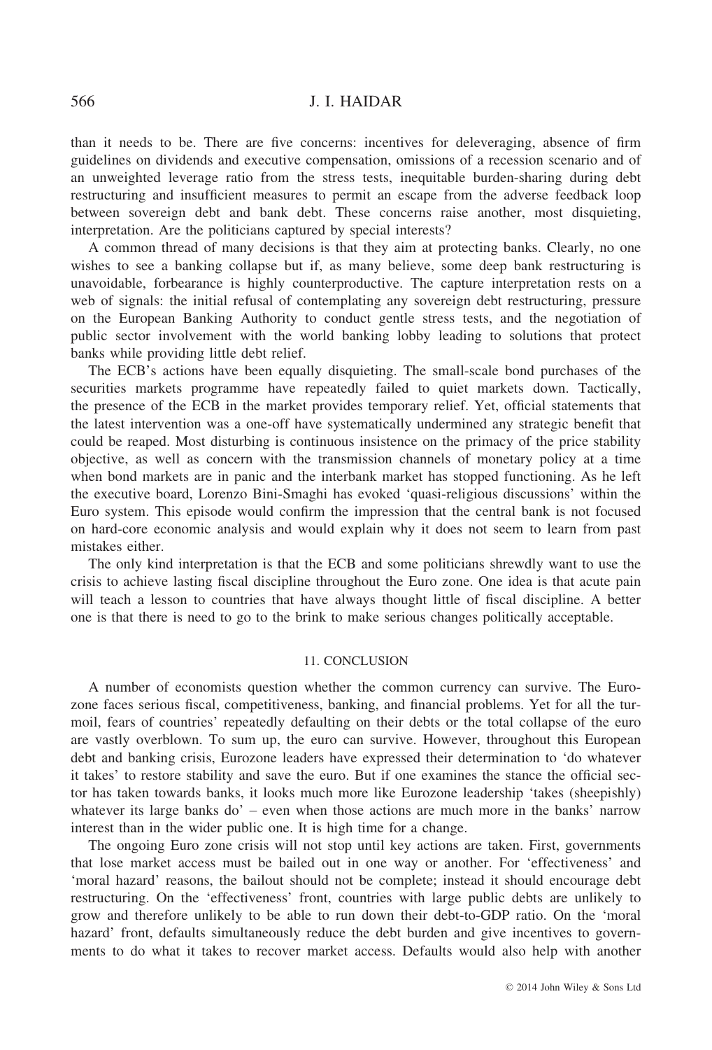than it needs to be. There are five concerns: incentives for deleveraging, absence of firm guidelines on dividends and executive compensation, omissions of a recession scenario and of an unweighted leverage ratio from the stress tests, inequitable burden-sharing during debt restructuring and insufficient measures to permit an escape from the adverse feedback loop between sovereign debt and bank debt. These concerns raise another, most disquieting, interpretation. Are the politicians captured by special interests?

A common thread of many decisions is that they aim at protecting banks. Clearly, no one wishes to see a banking collapse but if, as many believe, some deep bank restructuring is unavoidable, forbearance is highly counterproductive. The capture interpretation rests on a web of signals: the initial refusal of contemplating any sovereign debt restructuring, pressure on the European Banking Authority to conduct gentle stress tests, and the negotiation of public sector involvement with the world banking lobby leading to solutions that protect banks while providing little debt relief.

The ECB's actions have been equally disquieting. The small-scale bond purchases of the securities markets programme have repeatedly failed to quiet markets down. Tactically, the presence of the ECB in the market provides temporary relief. Yet, official statements that the latest intervention was a one-off have systematically undermined any strategic benefit that could be reaped. Most disturbing is continuous insistence on the primacy of the price stability objective, as well as concern with the transmission channels of monetary policy at a time when bond markets are in panic and the interbank market has stopped functioning. As he left the executive board, Lorenzo Bini-Smaghi has evoked 'quasi-religious discussions' within the Euro system. This episode would confirm the impression that the central bank is not focused on hard-core economic analysis and would explain why it does not seem to learn from past mistakes either.

The only kind interpretation is that the ECB and some politicians shrewdly want to use the crisis to achieve lasting fiscal discipline throughout the Euro zone. One idea is that acute pain will teach a lesson to countries that have always thought little of fiscal discipline. A better one is that there is need to go to the brink to make serious changes politically acceptable.

## 11. CONCLUSION

A number of economists question whether the common currency can survive. The Eurozone faces serious fiscal, competitiveness, banking, and financial problems. Yet for all the turmoil, fears of countries' repeatedly defaulting on their debts or the total collapse of the euro are vastly overblown. To sum up, the euro can survive. However, throughout this European debt and banking crisis, Eurozone leaders have expressed their determination to 'do whatever it takes' to restore stability and save the euro. But if one examines the stance the official sector has taken towards banks, it looks much more like Eurozone leadership 'takes (sheepishly) whatever its large banks do' – even when those actions are much more in the banks' narrow interest than in the wider public one. It is high time for a change.

The ongoing Euro zone crisis will not stop until key actions are taken. First, governments that lose market access must be bailed out in one way or another. For 'effectiveness' and 'moral hazard' reasons, the bailout should not be complete; instead it should encourage debt restructuring. On the 'effectiveness' front, countries with large public debts are unlikely to grow and therefore unlikely to be able to run down their debt-to-GDP ratio. On the 'moral hazard' front, defaults simultaneously reduce the debt burden and give incentives to governments to do what it takes to recover market access. Defaults would also help with another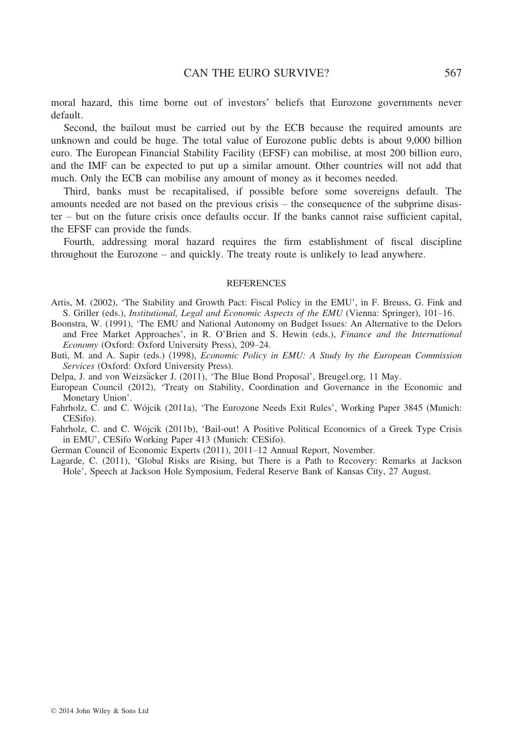moral hazard, this time borne out of investors' beliefs that Eurozone governments never default.

Second, the bailout must be carried out by the ECB because the required amounts are unknown and could be huge. The total value of Eurozone public debts is about 9,000 billion euro. The European Financial Stability Facility (EFSF) can mobilise, at most 200 billion euro, and the IMF can be expected to put up a similar amount. Other countries will not add that much. Only the ECB can mobilise any amount of money as it becomes needed.

Third, banks must be recapitalised, if possible before some sovereigns default. The amounts needed are not based on the previous crisis – the consequence of the subprime disaster – but on the future crisis once defaults occur. If the banks cannot raise sufficient capital, the EFSF can provide the funds.

Fourth, addressing moral hazard requires the firm establishment of fiscal discipline throughout the Eurozone – and quickly. The treaty route is unlikely to lead anywhere.

## REFERENCES

Artis, M. (2002), 'The Stability and Growth Pact: Fiscal Policy in the EMU', in F. Breuss, G. Fink and S. Griller (eds.), *Institutional, Legal and Economic Aspects of the EMU* (Vienna: Springer), 101–16.

Boonstra, W. (1991), 'The EMU and National Autonomy on Budget Issues: An Alternative to the Delors and Free Market Approaches', in R. O'Brien and S. Hewin (eds.), *Finance and the International Economy* (Oxford: Oxford University Press), 209–24.

Buti, M. and A. Sapir (eds.) (1998), *Economic Policy in EMU: A Study by the European Commission Services* (Oxford: Oxford University Press).

Delpa, J. and von Weizsäcker J. (2011), 'The Blue Bond Proposal', Breugel.org, 11 May.

European Council (2012), 'Treaty on Stability, Coordination and Governance in the Economic and Monetary Union'.

Fahrholz, C. and C. Wójcik (2011a), 'The Eurozone Needs Exit Rules', Working Paper 3845 (Munich: CESifo).

Fahrholz, C. and C. Wójcik (2011b), 'Bail-out! A Positive Political Economics of a Greek Type Crisis in EMU', CESifo Working Paper 413 (Munich: CESifo).

German Council of Economic Experts (2011), 2011–12 Annual Report, November.

Lagarde, C. (2011), 'Global Risks are Rising, but There is a Path to Recovery: Remarks at Jackson Hole', Speech at Jackson Hole Symposium, Federal Reserve Bank of Kansas City, 27 August.